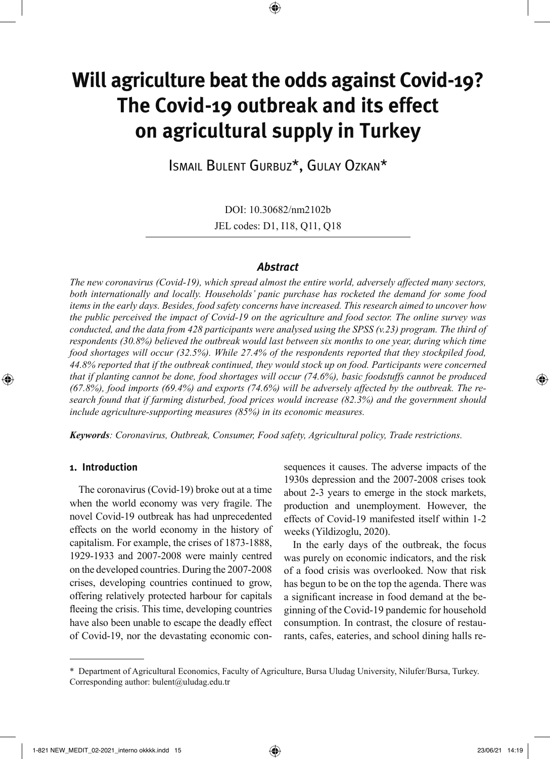# Will agriculture beat the odds against Covid-19? The Covid-19 outbreak and its effect on agricultural supply in Turkey

Ismail Bulent Gurbuz*, Gulay Ozkan*

DOI: 10.30682/nm2102b
JEL codes: D1, I18, Q11, Q18

## Abstract

*The new coronavirus (Covid-19), which spread almost the entire world, adversely affected many sectors, both internationally and locally. Households' panic purchase has rocketed the demand for some food items in the early days. Besides, food safety concerns have increased. This research aimed to uncover how the public perceived the impact of Covid-19 on the agriculture and food sector. The online survey was conducted, and the data from 428 participants were analysed using the SPSS (v.23) program. The third of respondents (30.8%) believed the outbreak would last between six months to one year, during which time food shortages will occur (32.5%). While 27.4% of the respondents reported that they stockpiled food, 44.8% reported that if the outbreak continued, they would stock up on food. Participants were concerned that if planting cannot be done, food shortages will occur (74.6%), basic foodstuffs cannot be produced (67.8%), food imports (69.4%) and exports (74.6%) will be adversely affected by the outbreak. The research found that if farming disturbed, food prices would increase (82.3%) and the government should include agriculture-supporting measures (85%) in its economic measures.*

***Keywords****: Coronavirus, Outbreak, Consumer, Food safety, Agricultural policy, Trade restrictions.*

## 1. Introduction

The coronavirus (Covid-19) broke out at a time when the world economy was very fragile. The novel Covid-19 outbreak has had unprecedented effects on the world economy in the history of capitalism. For example, the crises of 1873-1888, 1929-1933 and 2007-2008 were mainly centred on the developed countries. During the 2007-2008 crises, developing countries continued to grow, offering relatively protected harbour for capitals fleeing the crisis. This time, developing countries have also been unable to escape the deadly effect of Covid-19, nor the devastating economic consequences it causes. The adverse impacts of the 1930s depression and the 2007-2008 crises took about 2-3 years to emerge in the stock markets, production and unemployment. However, the effects of Covid-19 manifested itself within 1-2 weeks (Yildizoglu, 2020).

In the early days of the outbreak, the focus was purely on economic indicators, and the risk of a food crisis was overlooked. Now that risk has begun to be on the top the agenda. There was a significant increase in food demand at the beginning of the Covid-19 pandemic for household consumption. In contrast, the closure of restaurants, cafes, eateries, and school dining halls re-

\* Department of Agricultural Economics, Faculty of Agriculture, Bursa Uludag University, Nilufer/Bursa, Turkey.
Corresponding author: bulent@uludag.edu.tr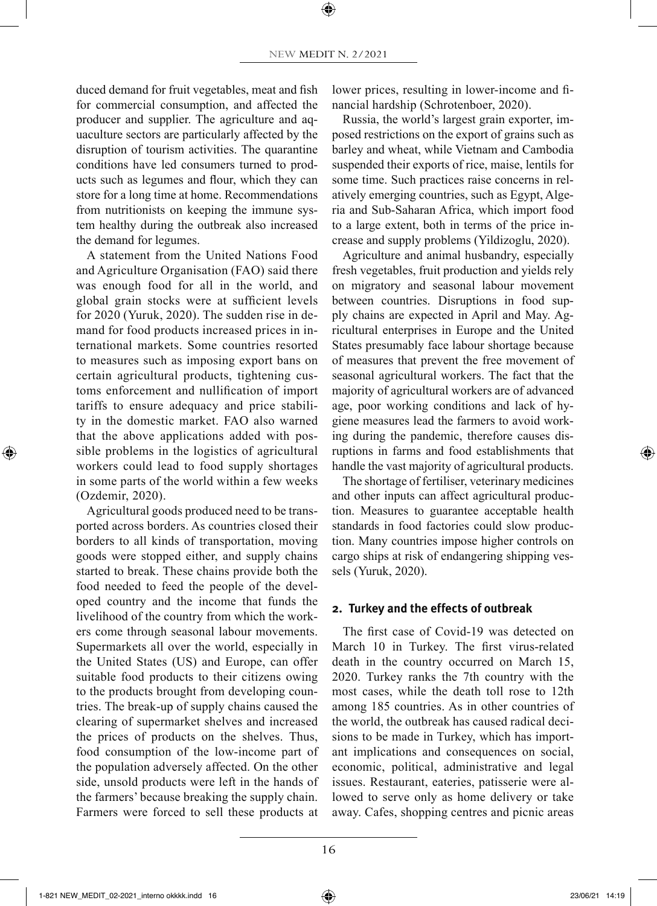duced demand for fruit vegetables, meat and fish for commercial consumption, and affected the producer and supplier. The agriculture and aquaculture sectors are particularly affected by the disruption of tourism activities. The quarantine conditions have led consumers turned to products such as legumes and flour, which they can store for a long time at home. Recommendations from nutritionists on keeping the immune system healthy during the outbreak also increased the demand for legumes.

A statement from the United Nations Food and Agriculture Organisation (FAO) said there was enough food for all in the world, and global grain stocks were at sufficient levels for 2020 (Yuruk, 2020). The sudden rise in demand for food products increased prices in international markets. Some countries resorted to measures such as imposing export bans on certain agricultural products, tightening customs enforcement and nullification of import tariffs to ensure adequacy and price stability in the domestic market. FAO also warned that the above applications added with possible problems in the logistics of agricultural workers could lead to food supply shortages in some parts of the world within a few weeks (Ozdemir, 2020).

Agricultural goods produced need to be transported across borders. As countries closed their borders to all kinds of transportation, moving goods were stopped either, and supply chains started to break. These chains provide both the food needed to feed the people of the developed country and the income that funds the livelihood of the country from which the workers come through seasonal labour movements. Supermarkets all over the world, especially in the United States (US) and Europe, can offer suitable food products to their citizens owing to the products brought from developing countries. The break-up of supply chains caused the clearing of supermarket shelves and increased the prices of products on the shelves. Thus, food consumption of the low-income part of the population adversely affected. On the other side, unsold products were left in the hands of the farmers' because breaking the supply chain. Farmers were forced to sell these products at lower prices, resulting in lower-income and financial hardship (Schrotenboer, 2020).

Russia, the world's largest grain exporter, imposed restrictions on the export of grains such as barley and wheat, while Vietnam and Cambodia suspended their exports of rice, maise, lentils for some time. Such practices raise concerns in relatively emerging countries, such as Egypt, Algeria and Sub-Saharan Africa, which import food to a large extent, both in terms of the price increase and supply problems (Yildizoglu, 2020).

Agriculture and animal husbandry, especially fresh vegetables, fruit production and yields rely on migratory and seasonal labour movement between countries. Disruptions in food supply chains are expected in April and May. Agricultural enterprises in Europe and the United States presumably face labour shortage because of measures that prevent the free movement of seasonal agricultural workers. The fact that the majority of agricultural workers are of advanced age, poor working conditions and lack of hygiene measures lead the farmers to avoid working during the pandemic, therefore causes disruptions in farms and food establishments that handle the vast majority of agricultural products.

The shortage of fertiliser, veterinary medicines and other inputs can affect agricultural production. Measures to guarantee acceptable health standards in food factories could slow production. Many countries impose higher controls on cargo ships at risk of endangering shipping vessels (Yuruk, 2020).

## 2. Turkey and the effects of outbreak

The first case of Covid-19 was detected on March 10 in Turkey. The first virus-related death in the country occurred on March 15, 2020. Turkey ranks the 7th country with the most cases, while the death toll rose to 12th among 185 countries. As in other countries of the world, the outbreak has caused radical decisions to be made in Turkey, which has important implications and consequences on social, economic, political, administrative and legal issues. Restaurant, eateries, patisserie were allowed to serve only as home delivery or take away. Cafes, shopping centres and picnic areas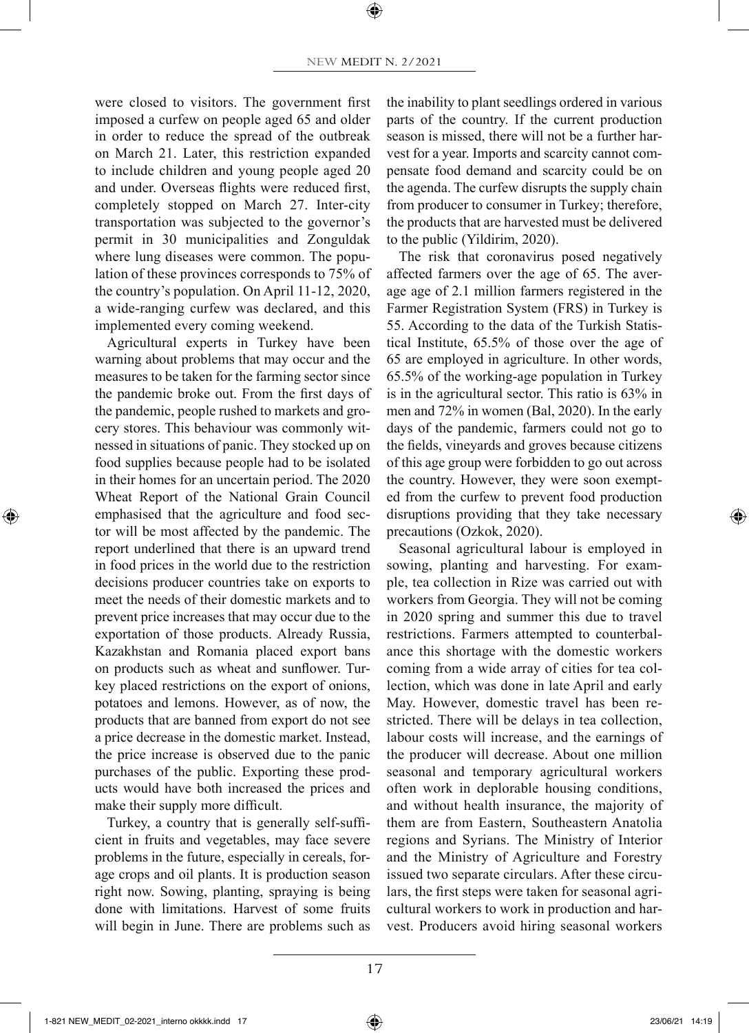were closed to visitors. The government first imposed a curfew on people aged 65 and older in order to reduce the spread of the outbreak on March 21. Later, this restriction expanded to include children and young people aged 20 and under. Overseas flights were reduced first, completely stopped on March 27. Inter-city transportation was subjected to the governor's permit in 30 municipalities and Zonguldak where lung diseases were common. The population of these provinces corresponds to 75% of the country's population. On April 11-12, 2020, a wide-ranging curfew was declared, and this implemented every coming weekend.

Agricultural experts in Turkey have been warning about problems that may occur and the measures to be taken for the farming sector since the pandemic broke out. From the first days of the pandemic, people rushed to markets and grocery stores. This behaviour was commonly witnessed in situations of panic. They stocked up on food supplies because people had to be isolated in their homes for an uncertain period. The 2020 Wheat Report of the National Grain Council emphasised that the agriculture and food sector will be most affected by the pandemic. The report underlined that there is an upward trend in food prices in the world due to the restriction decisions producer countries take on exports to meet the needs of their domestic markets and to prevent price increases that may occur due to the exportation of those products. Already Russia, Kazakhstan and Romania placed export bans on products such as wheat and sunflower. Turkey placed restrictions on the export of onions, potatoes and lemons. However, as of now, the products that are banned from export do not see a price decrease in the domestic market. Instead, the price increase is observed due to the panic purchases of the public. Exporting these products would have both increased the prices and make their supply more difficult.

Turkey, a country that is generally self-sufficient in fruits and vegetables, may face severe problems in the future, especially in cereals, forage crops and oil plants. It is production season right now. Sowing, planting, spraying is being done with limitations. Harvest of some fruits will begin in June. There are problems such as the inability to plant seedlings ordered in various parts of the country. If the current production season is missed, there will not be a further harvest for a year. Imports and scarcity cannot compensate food demand and scarcity could be on the agenda. The curfew disrupts the supply chain from producer to consumer in Turkey; therefore, the products that are harvested must be delivered to the public (Yildirim, 2020).

The risk that coronavirus posed negatively affected farmers over the age of 65. The average age of 2.1 million farmers registered in the Farmer Registration System (FRS) in Turkey is 55. According to the data of the Turkish Statistical Institute, 65.5% of those over the age of 65 are employed in agriculture. In other words, 65.5% of the working-age population in Turkey is in the agricultural sector. This ratio is 63% in men and 72% in women (Bal, 2020). In the early days of the pandemic, farmers could not go to the fields, vineyards and groves because citizens of this age group were forbidden to go out across the country. However, they were soon exempted from the curfew to prevent food production disruptions providing that they take necessary precautions (Ozkok, 2020).

Seasonal agricultural labour is employed in sowing, planting and harvesting. For example, tea collection in Rize was carried out with workers from Georgia. They will not be coming in 2020 spring and summer this due to travel restrictions. Farmers attempted to counterbalance this shortage with the domestic workers coming from a wide array of cities for tea collection, which was done in late April and early May. However, domestic travel has been restricted. There will be delays in tea collection, labour costs will increase, and the earnings of the producer will decrease. About one million seasonal and temporary agricultural workers often work in deplorable housing conditions, and without health insurance, the majority of them are from Eastern, Southeastern Anatolia regions and Syrians. The Ministry of Interior and the Ministry of Agriculture and Forestry issued two separate circulars. After these circulars, the first steps were taken for seasonal agricultural workers to work in production and harvest. Producers avoid hiring seasonal workers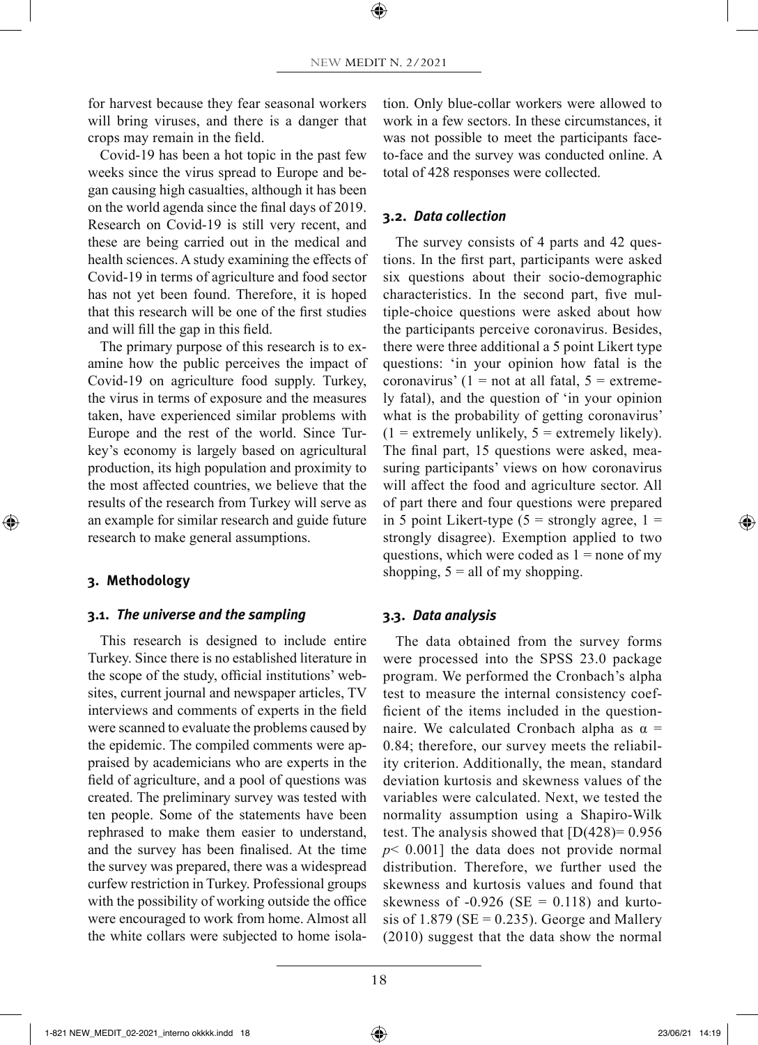for harvest because they fear seasonal workers will bring viruses, and there is a danger that crops may remain in the field.

Covid-19 has been a hot topic in the past few weeks since the virus spread to Europe and began causing high casualties, although it has been on the world agenda since the final days of 2019. Research on Covid-19 is still very recent, and these are being carried out in the medical and health sciences. A study examining the effects of Covid-19 in terms of agriculture and food sector has not yet been found. Therefore, it is hoped that this research will be one of the first studies and will fill the gap in this field.

The primary purpose of this research is to examine how the public perceives the impact of Covid-19 on agriculture food supply. Turkey, the virus in terms of exposure and the measures taken, have experienced similar problems with Europe and the rest of the world. Since Turkey's economy is largely based on agricultural production, its high population and proximity to the most affected countries, we believe that the results of the research from Turkey will serve as an example for similar research and guide future research to make general assumptions.

## 3. Methodology

### 3.1. *The universe and the sampling*

This research is designed to include entire Turkey. Since there is no established literature in the scope of the study, official institutions' websites, current journal and newspaper articles, TV interviews and comments of experts in the field were scanned to evaluate the problems caused by the epidemic. The compiled comments were appraised by academicians who are experts in the field of agriculture, and a pool of questions was created. The preliminary survey was tested with ten people. Some of the statements have been rephrased to make them easier to understand, and the survey has been finalised. At the time the survey was prepared, there was a widespread curfew restriction in Turkey. Professional groups with the possibility of working outside the office were encouraged to work from home. Almost all the white collars were subjected to home isolation. Only blue-collar workers were allowed to work in a few sectors. In these circumstances, it was not possible to meet the participants face-to-face and the survey was conducted online. A total of 428 responses were collected.

### 3.2. *Data collection*

The survey consists of 4 parts and 42 questions. In the first part, participants were asked six questions about their socio-demographic characteristics. In the second part, five multiple-choice questions were asked about how the participants perceive coronavirus. Besides, there were three additional a 5 point Likert type questions: 'in your opinion how fatal is the coronavirus' (1 = not at all fatal, 5 = extremely fatal), and the question of 'in your opinion what is the probability of getting coronavirus' (1 = extremely unlikely, 5 = extremely likely). The final part, 15 questions were asked, measuring participants' views on how coronavirus will affect the food and agriculture sector. All of part there and four questions were prepared in 5 point Likert-type (5 = strongly agree, 1 = strongly disagree). Exemption applied to two questions, which were coded as 1 = none of my shopping, 5 = all of my shopping.

### 3.3. *Data analysis*

The data obtained from the survey forms were processed into the SPSS 23.0 package program. We performed the Cronbach's alpha test to measure the internal consistency coefficient of the items included in the questionnaire. We calculated Cronbach alpha as $\alpha$ = 0.84; therefore, our survey meets the reliability criterion. Additionally, the mean, standard deviation kurtosis and skewness values of the variables were calculated. Next, we tested the normality assumption using a Shapiro-Wilk test. The analysis showed that [$D(428)$= 0.956 $p< 0.001$] the data does not provide normal distribution. Therefore, we further used the skewness and kurtosis values and found that skewness of -0.926 (SE = 0.118) and kurtosis of 1.879 (SE = 0.235). George and Mallery (2010) suggest that the data show the normal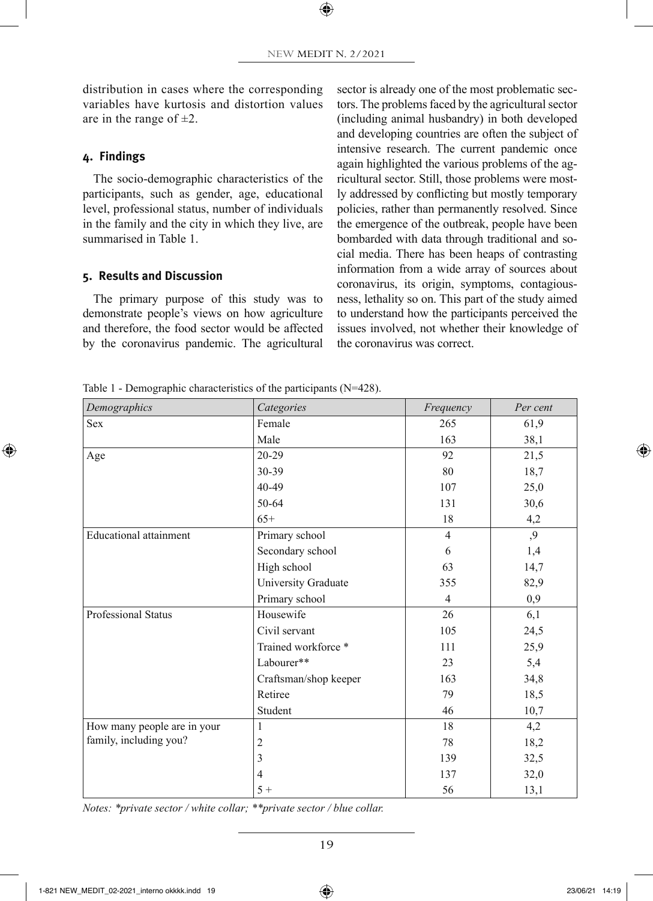distribution in cases where the corresponding variables have kurtosis and distortion values are in the range of ±2.

## 4. Findings

The socio-demographic characteristics of the participants, such as gender, age, educational level, professional status, number of individuals in the family and the city in which they live, are summarised in Table 1.

## 5. Results and Discussion

The primary purpose of this study was to demonstrate people's views on how agriculture and therefore, the food sector would be affected by the coronavirus pandemic. The agricultural sector is already one of the most problematic sectors. The problems faced by the agricultural sector (including animal husbandry) in both developed and developing countries are often the subject of intensive research. The current pandemic once again highlighted the various problems of the agricultural sector. Still, those problems were mostly addressed by conflicting but mostly temporary policies, rather than permanently resolved. Since the emergence of the outbreak, people have been bombarded with data through traditional and social media. There has been heaps of contrasting information from a wide array of sources about coronavirus, its origin, symptoms, contagiousness, lethality so on. This part of the study aimed to understand how the participants perceived the issues involved, not whether their knowledge of the coronavirus was correct.

Table 1 - Demographic characteristics of the participants (N=428).

| *Demographics* | *Categories* | *Frequency* | *Per cent* |
|---|---|---|---|
| Sex | Female | 265 | 61,9 |
| | Male | 163 | 38,1 |
| Age | 20-29 | 92 | 21,5 |
| | 30-39 | 80 | 18,7 |
| | 40-49 | 107 | 25,0 |
| | 50-64 | 131 | 30,6 |
| | 65+ | 18 | 4,2 |
| Educational attainment | Primary school | 4 | ,9 |
| | Secondary school | 6 | 1,4 |
| | High school | 63 | 14,7 |
| | University Graduate | 355 | 82,9 |
| | Primary school | 4 | 0,9 |
| Professional Status | Housewife | 26 | 6,1 |
| | Civil servant | 105 | 24,5 |
| | Trained workforce * | 111 | 25,9 |
| | Labourer** | 23 | 5,4 |
| | Craftsman/shop keeper | 163 | 34,8 |
| | Retiree | 79 | 18,5 |
| | Student | 46 | 10,7 |
| How many people are in your family, including you? | 1 | 18 | 4,2 |
| | 2 | 78 | 18,2 |
| | 3 | 139 | 32,5 |
| | 4 | 137 | 32,0 |
| | 5 + | 56 | 13,1 |

*Notes: *private sector / white collar; **private sector / blue collar.*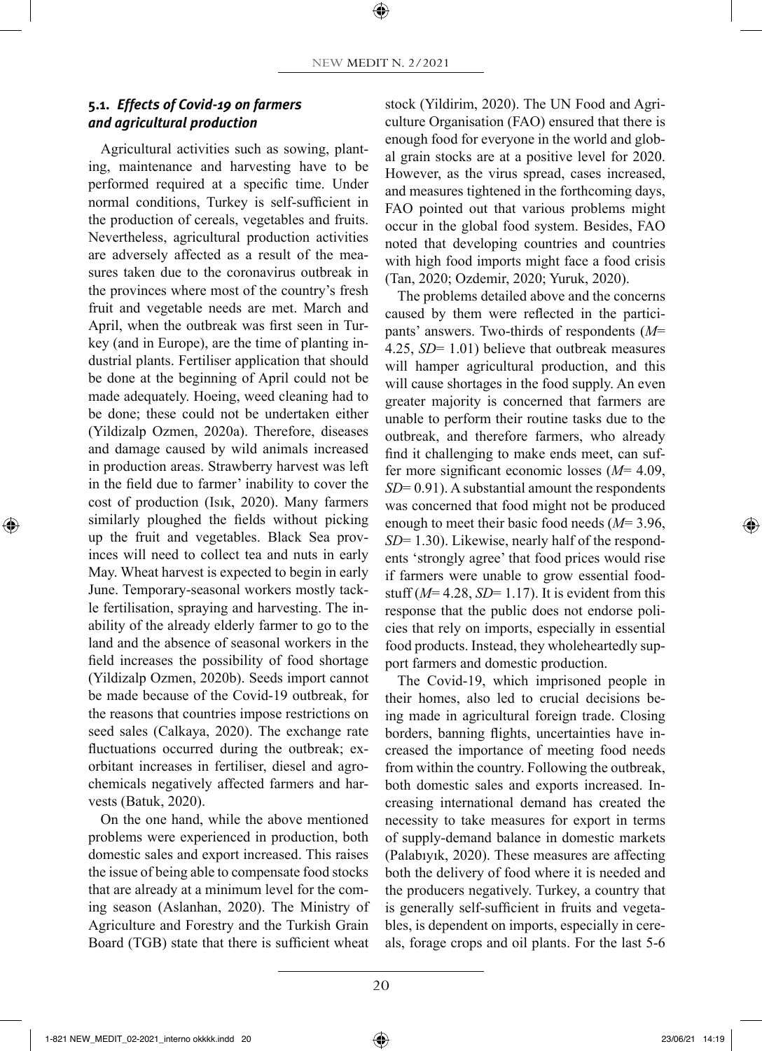### 5.1. *Effects of Covid-19 on farmers and agricultural production*

Agricultural activities such as sowing, planting, maintenance and harvesting have to be performed required at a specific time. Under normal conditions, Turkey is self-sufficient in the production of cereals, vegetables and fruits. Nevertheless, agricultural production activities are adversely affected as a result of the measures taken due to the coronavirus outbreak in the provinces where most of the country's fresh fruit and vegetable needs are met. March and April, when the outbreak was first seen in Turkey (and in Europe), are the time of planting industrial plants. Fertiliser application that should be done at the beginning of April could not be made adequately. Hoeing, weed cleaning had to be done; these could not be undertaken either (Yildizalp Ozmen, 2020a). Therefore, diseases and damage caused by wild animals increased in production areas. Strawberry harvest was left in the field due to farmer' inability to cover the cost of production (Isık, 2020). Many farmers similarly ploughed the fields without picking up the fruit and vegetables. Black Sea provinces will need to collect tea and nuts in early May. Wheat harvest is expected to begin in early June. Temporary-seasonal workers mostly tackle fertilisation, spraying and harvesting. The inability of the already elderly farmer to go to the land and the absence of seasonal workers in the field increases the possibility of food shortage (Yildizalp Ozmen, 2020b). Seeds import cannot be made because of the Covid-19 outbreak, for the reasons that countries impose restrictions on seed sales (Calkaya, 2020). The exchange rate fluctuations occurred during the outbreak; exorbitant increases in fertiliser, diesel and agrochemicals negatively affected farmers and harvests (Batuk, 2020).

On the one hand, while the above mentioned problems were experienced in production, both domestic sales and export increased. This raises the issue of being able to compensate food stocks that are already at a minimum level for the coming season (Aslanhan, 2020). The Ministry of Agriculture and Forestry and the Turkish Grain Board (TGB) state that there is sufficient wheat stock (Yildirim, 2020). The UN Food and Agriculture Organisation (FAO) ensured that there is enough food for everyone in the world and global grain stocks are at a positive level for 2020. However, as the virus spread, cases increased, and measures tightened in the forthcoming days, FAO pointed out that various problems might occur in the global food system. Besides, FAO noted that developing countries and countries with high food imports might face a food crisis (Tan, 2020; Ozdemir, 2020; Yuruk, 2020).

The problems detailed above and the concerns caused by them were reflected in the participants' answers. Two-thirds of respondents (*M*= 4.25, *SD*= 1.01) believe that outbreak measures will hamper agricultural production, and this will cause shortages in the food supply. An even greater majority is concerned that farmers are unable to perform their routine tasks due to the outbreak, and therefore farmers, who already find it challenging to make ends meet, can suffer more significant economic losses (*M*= 4.09, *SD*= 0.91). A substantial amount the respondents was concerned that food might not be produced enough to meet their basic food needs (*M*= 3.96, *SD*= 1.30). Likewise, nearly half of the respondents 'strongly agree' that food prices would rise if farmers were unable to grow essential foodstuff (*M*= 4.28, *SD*= 1.17). It is evident from this response that the public does not endorse policies that rely on imports, especially in essential food products. Instead, they wholeheartedly support farmers and domestic production.

The Covid-19, which imprisoned people in their homes, also led to crucial decisions being made in agricultural foreign trade. Closing borders, banning flights, uncertainties have increased the importance of meeting food needs from within the country. Following the outbreak, both domestic sales and exports increased. Increasing international demand has created the necessity to take measures for export in terms of supply-demand balance in domestic markets (Palabıyık, 2020). These measures are affecting both the delivery of food where it is needed and the producers negatively. Turkey, a country that is generally self-sufficient in fruits and vegetables, is dependent on imports, especially in cereals, forage crops and oil plants. For the last 5-6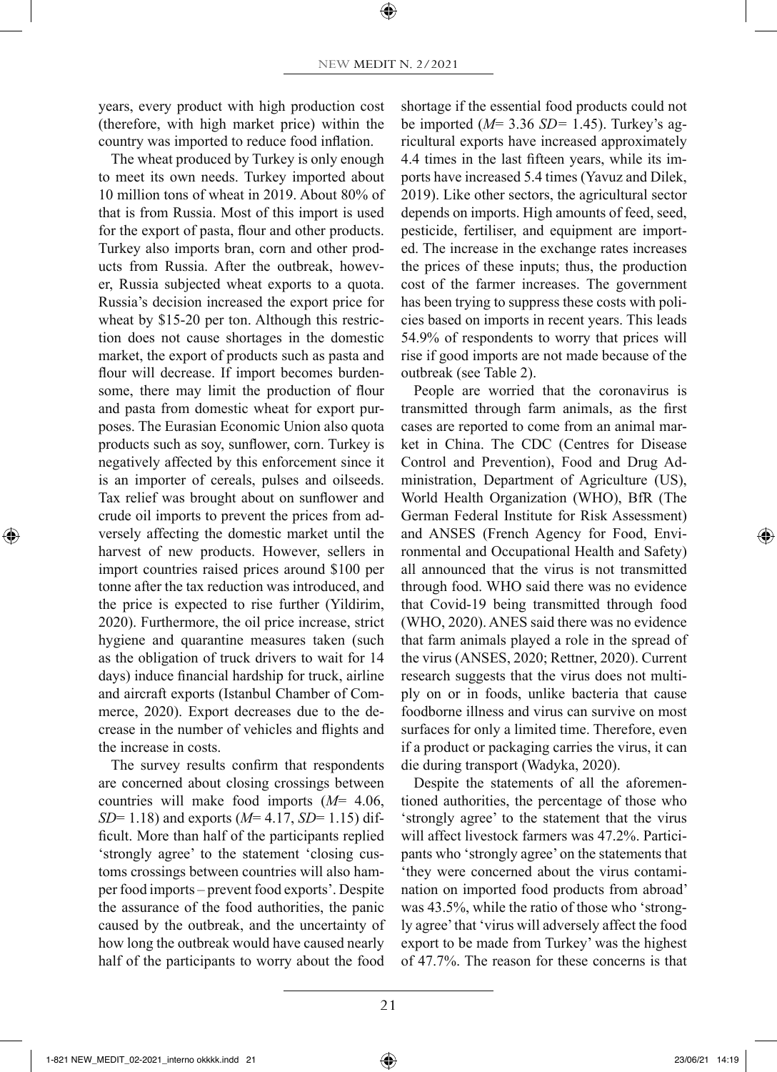years, every product with high production cost (therefore, with high market price) within the country was imported to reduce food inflation.

The wheat produced by Turkey is only enough to meet its own needs. Turkey imported about 10 million tons of wheat in 2019. About 80% of that is from Russia. Most of this import is used for the export of pasta, flour and other products. Turkey also imports bran, corn and other products from Russia. After the outbreak, however, Russia subjected wheat exports to a quota. Russia's decision increased the export price for wheat by $15-20 per ton. Although this restriction does not cause shortages in the domestic market, the export of products such as pasta and flour will decrease. If import becomes burdensome, there may limit the production of flour and pasta from domestic wheat for export purposes. The Eurasian Economic Union also quota products such as soy, sunflower, corn. Turkey is negatively affected by this enforcement since it is an importer of cereals, pulses and oilseeds. Tax relief was brought about on sunflower and crude oil imports to prevent the prices from adversely affecting the domestic market until the harvest of new products. However, sellers in import countries raised prices around $100 per tonne after the tax reduction was introduced, and the price is expected to rise further (Yildirim, 2020). Furthermore, the oil price increase, strict hygiene and quarantine measures taken (such as the obligation of truck drivers to wait for 14 days) induce financial hardship for truck, airline and aircraft exports (Istanbul Chamber of Commerce, 2020). Export decreases due to the decrease in the number of vehicles and flights and the increase in costs.

The survey results confirm that respondents are concerned about closing crossings between countries will make food imports (*M*= 4.06, *SD*= 1.18) and exports (*M*= 4.17, *SD*= 1.15) difficult. More than half of the participants replied 'strongly agree' to the statement 'closing customs crossings between countries will also hamper food imports – prevent food exports'. Despite the assurance of the food authorities, the panic caused by the outbreak, and the uncertainty of how long the outbreak would have caused nearly half of the participants to worry about the food shortage if the essential food products could not be imported (*M*= 3.36 *SD*= 1.45). Turkey's agricultural exports have increased approximately 4.4 times in the last fifteen years, while its imports have increased 5.4 times (Yavuz and Dilek, 2019). Like other sectors, the agricultural sector depends on imports. High amounts of feed, seed, pesticide, fertiliser, and equipment are imported. The increase in the exchange rates increases the prices of these inputs; thus, the production cost of the farmer increases. The government has been trying to suppress these costs with policies based on imports in recent years. This leads 54.9% of respondents to worry that prices will rise if good imports are not made because of the outbreak (see Table 2).

People are worried that the coronavirus is transmitted through farm animals, as the first cases are reported to come from an animal market in China. The CDC (Centres for Disease Control and Prevention), Food and Drug Administration, Department of Agriculture (US), World Health Organization (WHO), BfR (The German Federal Institute for Risk Assessment) and ANSES (French Agency for Food, Environmental and Occupational Health and Safety) all announced that the virus is not transmitted through food. WHO said there was no evidence that Covid-19 being transmitted through food (WHO, 2020). ANES said there was no evidence that farm animals played a role in the spread of the virus (ANSES, 2020; Rettner, 2020). Current research suggests that the virus does not multiply on or in foods, unlike bacteria that cause foodborne illness and virus can survive on most surfaces for only a limited time. Therefore, even if a product or packaging carries the virus, it can die during transport (Wadyka, 2020).

Despite the statements of all the aforementioned authorities, the percentage of those who 'strongly agree' to the statement that the virus will affect livestock farmers was 47.2%. Participants who 'strongly agree' on the statements that 'they were concerned about the virus contamination on imported food products from abroad' was 43.5%, while the ratio of those who 'strongly agree' that 'virus will adversely affect the food export to be made from Turkey' was the highest of 47.7%. The reason for these concerns is that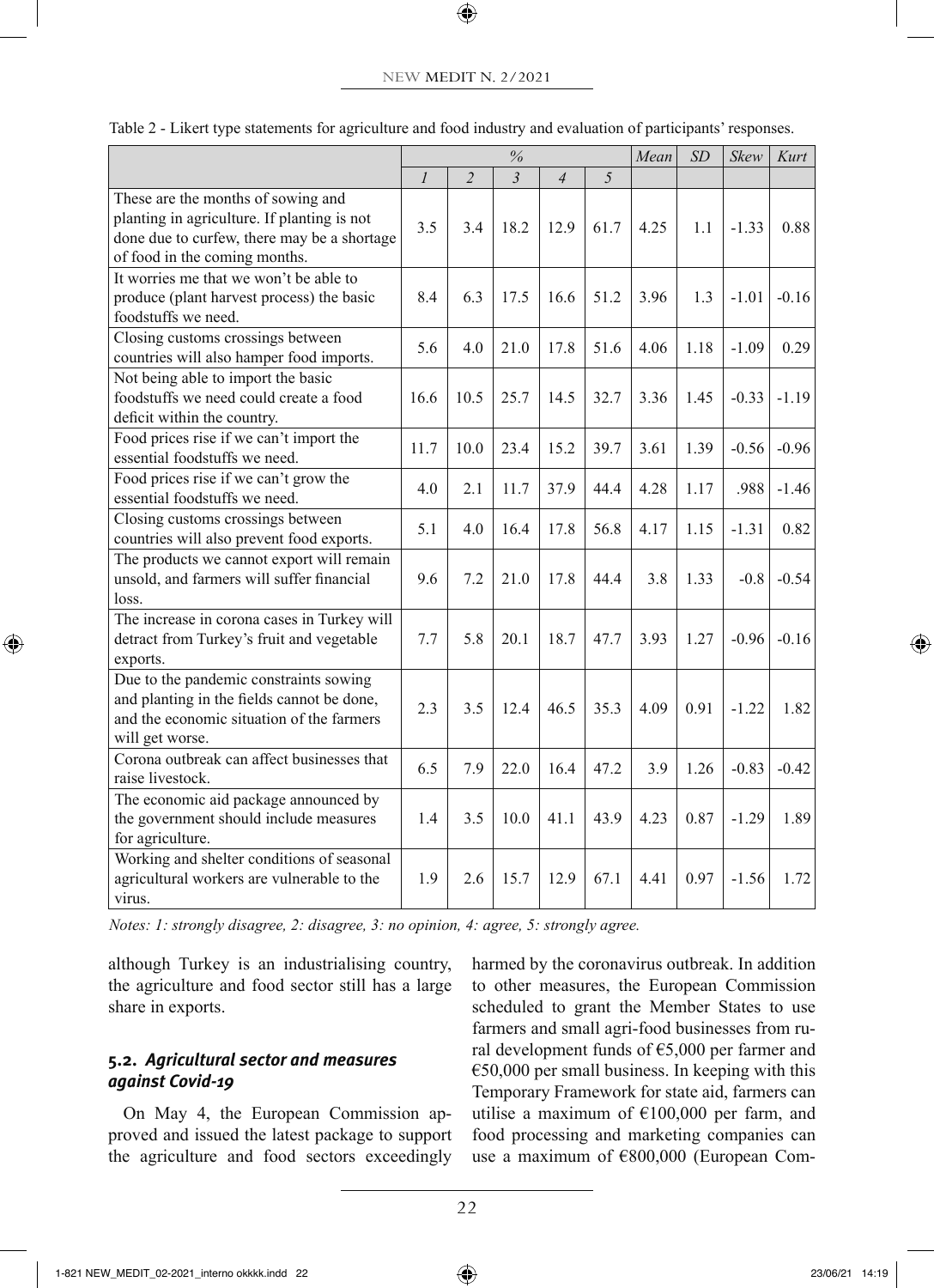Table 2 - Likert type statements for agriculture and food industry and evaluation of participants' responses.

| | % | | | | | Mean | SD | Skew | Kurt |
|---|---|---|---|---|---|---|---|---|---|
| | *1* | *2* | *3* | *4* | *5* | | | | |
| These are the months of sowing and planting in agriculture. If planting is not done due to curfew, there may be a shortage of food in the coming months. | 3.5 | 3.4 | 18.2 | 12.9 | 61.7 | 4.25 | 1.1 | -1.33 | 0.88 |
| It worries me that we won't be able to produce (plant harvest process) the basic foodstuffs we need. | 8.4 | 6.3 | 17.5 | 16.6 | 51.2 | 3.96 | 1.3 | -1.01 | -0.16 |
| Closing customs crossings between countries will also hamper food imports. | 5.6 | 4.0 | 21.0 | 17.8 | 51.6 | 4.06 | 1.18 | -1.09 | 0.29 |
| Not being able to import the basic foodstuffs we need could create a food deficit within the country. | 16.6 | 10.5 | 25.7 | 14.5 | 32.7 | 3.36 | 1.45 | -0.33 | -1.19 |
| Food prices rise if we can't import the essential foodstuffs we need. | 11.7 | 10.0 | 23.4 | 15.2 | 39.7 | 3.61 | 1.39 | -0.56 | -0.96 |
| Food prices rise if we can't grow the essential foodstuffs we need. | 4.0 | 2.1 | 11.7 | 37.9 | 44.4 | 4.28 | 1.17 | .988 | -1.46 |
| Closing customs crossings between countries will also prevent food exports. | 5.1 | 4.0 | 16.4 | 17.8 | 56.8 | 4.17 | 1.15 | -1.31 | 0.82 |
| The products we cannot export will remain unsold, and farmers will suffer financial loss. | 9.6 | 7.2 | 21.0 | 17.8 | 44.4 | 3.8 | 1.33 | -0.8 | -0.54 |
| The increase in corona cases in Turkey will detract from Turkey's fruit and vegetable exports. | 7.7 | 5.8 | 20.1 | 18.7 | 47.7 | 3.93 | 1.27 | -0.96 | -0.16 |
| Due to the pandemic constraints sowing and planting in the fields cannot be done, and the economic situation of the farmers will get worse. | 2.3 | 3.5 | 12.4 | 46.5 | 35.3 | 4.09 | 0.91 | -1.22 | 1.82 |
| Corona outbreak can affect businesses that raise livestock. | 6.5 | 7.9 | 22.0 | 16.4 | 47.2 | 3.9 | 1.26 | -0.83 | -0.42 |
| The economic aid package announced by the government should include measures for agriculture. | 1.4 | 3.5 | 10.0 | 41.1 | 43.9 | 4.23 | 0.87 | -1.29 | 1.89 |
| Working and shelter conditions of seasonal agricultural workers are vulnerable to the virus. | 1.9 | 2.6 | 15.7 | 12.9 | 67.1 | 4.41 | 0.97 | -1.56 | 1.72 |

*Notes: 1: strongly disagree, 2: disagree, 3: no opinion, 4: agree, 5: strongly agree.*

although Turkey is an industrialising country, the agriculture and food sector still has a large share in exports.

### 5.2. *Agricultural sector and measures against Covid-19*

On May 4, the European Commission approved and issued the latest package to support the agriculture and food sectors exceedingly harmed by the coronavirus outbreak. In addition to other measures, the European Commission scheduled to grant the Member States to use farmers and small agri-food businesses from rural development funds of €5,000 per farmer and €50,000 per small business. In keeping with this Temporary Framework for state aid, farmers can utilise a maximum of €100,000 per farm, and food processing and marketing companies can use a maximum of €800,000 (European Com-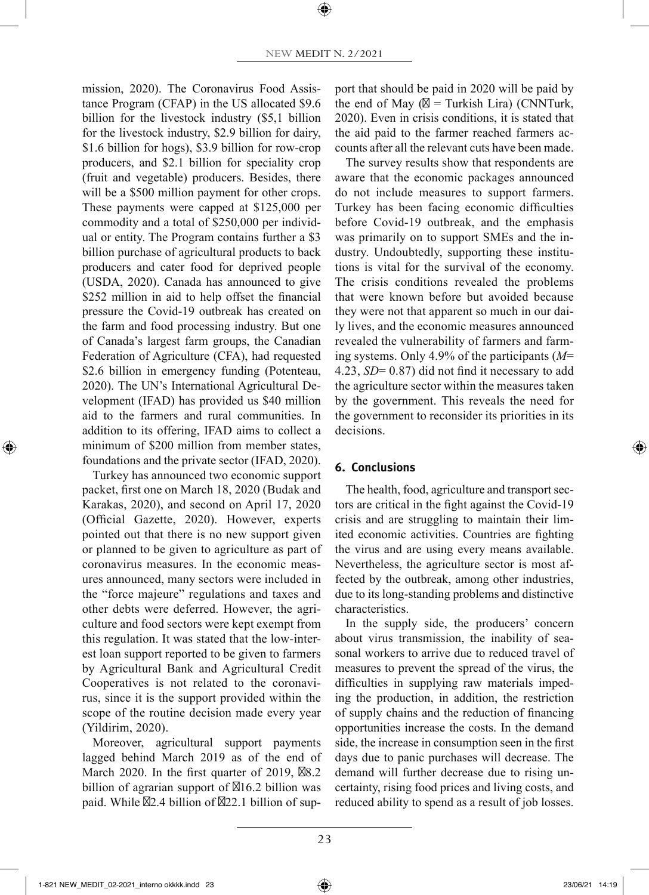mission, 2020). The Coronavirus Food Assistance Program (CFAP) in the US allocated $9.6 billion for the livestock industry ($5,1 billion for the livestock industry, $2.9 billion for dairy, $1.6 billion for hogs), $3.9 billion for row-crop producers, and $2.1 billion for speciality crop (fruit and vegetable) producers. Besides, there will be a $500 million payment for other crops. These payments were capped at $125,000 per commodity and a total of $250,000 per individual or entity. The Program contains further a $3 billion purchase of agricultural products to back producers and cater food for deprived people (USDA, 2020). Canada has announced to give $252 million in aid to help offset the financial pressure the Covid-19 outbreak has created on the farm and food processing industry. But one of Canada's largest farm groups, the Canadian Federation of Agriculture (CFA), had requested $2.6 billion in emergency funding (Potenteau, 2020). The UN's International Agricultural Development (IFAD) has provided us $40 million aid to the farmers and rural communities. In addition to its offering, IFAD aims to collect a minimum of $200 million from member states, foundations and the private sector (IFAD, 2020).

Turkey has announced two economic support packet, first one on March 18, 2020 (Budak and Karakas, 2020), and second on April 17, 2020 (Official Gazette, 2020). However, experts pointed out that there is no new support given or planned to be given to agriculture as part of coronavirus measures. In the economic measures announced, many sectors were included in the "force majeure" regulations and taxes and other debts were deferred. However, the agriculture and food sectors were kept exempt from this regulation. It was stated that the low-interest loan support reported to be given to farmers by Agricultural Bank and Agricultural Credit Cooperatives is not related to the coronavirus, since it is the support provided within the scope of the routine decision made every year (Yildirim, 2020).

Moreover, agricultural support payments lagged behind March 2019 as of the end of March 2020. In the first quarter of 2019, ₺8.2 billion of agrarian support of ₺16.2 billion was paid. While ₺2.4 billion of ₺22.1 billion of support that should be paid in 2020 will be paid by the end of May (₺ = Turkish Lira) (CNNTurk, 2020). Even in crisis conditions, it is stated that the aid paid to the farmer reached farmers accounts after all the relevant cuts have been made.

The survey results show that respondents are aware that the economic packages announced do not include measures to support farmers. Turkey has been facing economic difficulties before Covid-19 outbreak, and the emphasis was primarily on to support SMEs and the industry. Undoubtedly, supporting these institutions is vital for the survival of the economy. The crisis conditions revealed the problems that were known before but avoided because they were not that apparent so much in our daily lives, and the economic measures announced revealed the vulnerability of farmers and farming systems. Only 4.9% of the participants ($M$= 4.23, $SD$= 0.87) did not find it necessary to add the agriculture sector within the measures taken by the government. This reveals the need for the government to reconsider its priorities in its decisions.

## 6. Conclusions

The health, food, agriculture and transport sectors are critical in the fight against the Covid-19 crisis and are struggling to maintain their limited economic activities. Countries are fighting the virus and are using every means available. Nevertheless, the agriculture sector is most affected by the outbreak, among other industries, due to its long-standing problems and distinctive characteristics.

In the supply side, the producers' concern about virus transmission, the inability of seasonal workers to arrive due to reduced travel of measures to prevent the spread of the virus, the difficulties in supplying raw materials impeding the production, in addition, the restriction of supply chains and the reduction of financing opportunities increase the costs. In the demand side, the increase in consumption seen in the first days due to panic purchases will decrease. The demand will further decrease due to rising uncertainty, rising food prices and living costs, and reduced ability to spend as a result of job losses.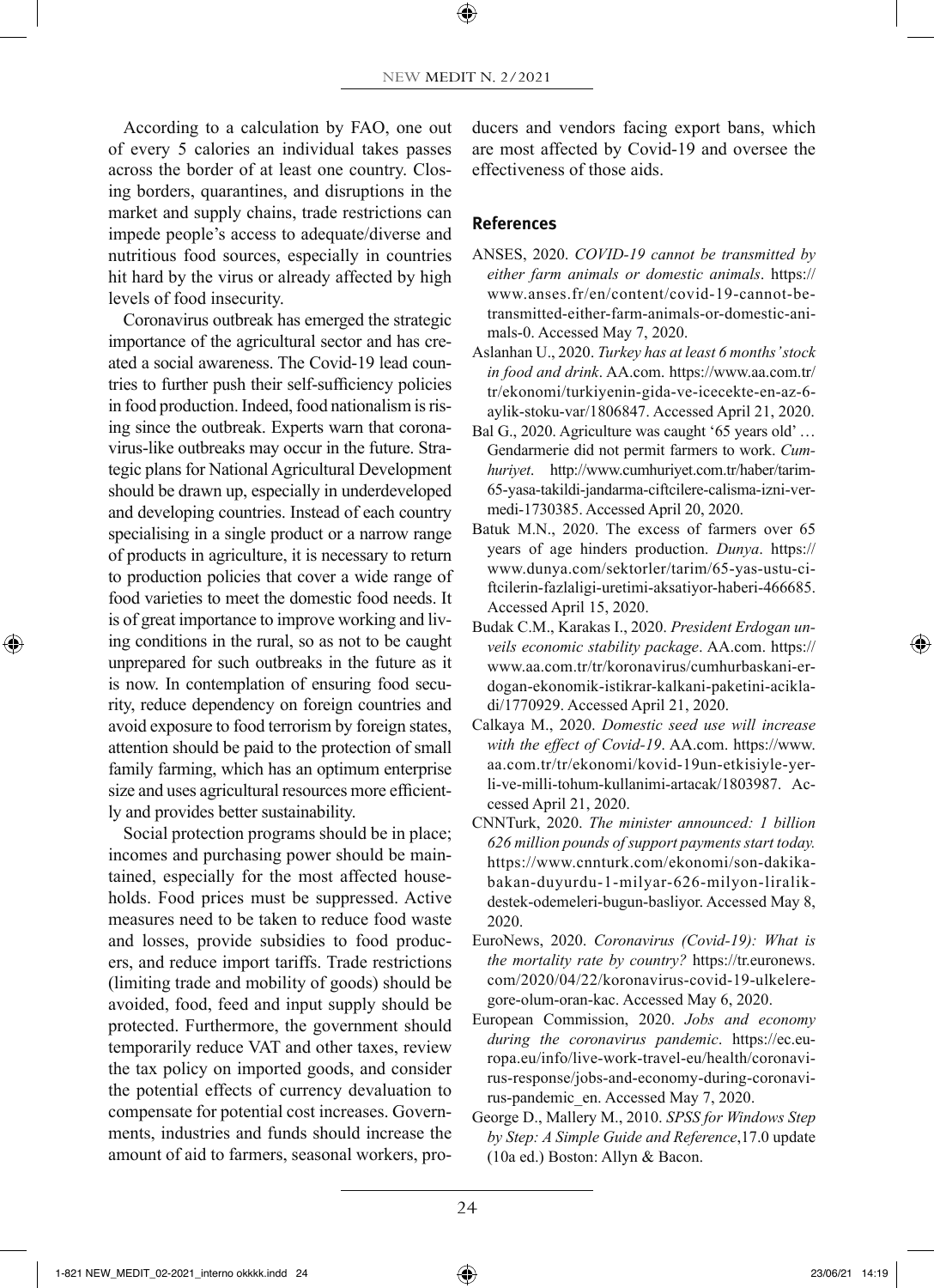According to a calculation by FAO, one out of every 5 calories an individual takes passes across the border of at least one country. Closing borders, quarantines, and disruptions in the market and supply chains, trade restrictions can impede people's access to adequate/diverse and nutritious food sources, especially in countries hit hard by the virus or already affected by high levels of food insecurity.

Coronavirus outbreak has emerged the strategic importance of the agricultural sector and has created a social awareness. The Covid-19 lead countries to further push their self-sufficiency policies in food production. Indeed, food nationalism is rising since the outbreak. Experts warn that coronavirus-like outbreaks may occur in the future. Strategic plans for National Agricultural Development should be drawn up, especially in underdeveloped and developing countries. Instead of each country specialising in a single product or a narrow range of products in agriculture, it is necessary to return to production policies that cover a wide range of food varieties to meet the domestic food needs. It is of great importance to improve working and living conditions in the rural, so as not to be caught unprepared for such outbreaks in the future as it is now. In contemplation of ensuring food security, reduce dependency on foreign countries and avoid exposure to food terrorism by foreign states, attention should be paid to the protection of small family farming, which has an optimum enterprise size and uses agricultural resources more efficiently and provides better sustainability.

Social protection programs should be in place; incomes and purchasing power should be maintained, especially for the most affected households. Food prices must be suppressed. Active measures need to be taken to reduce food waste and losses, provide subsidies to food producers, and reduce import tariffs. Trade restrictions (limiting trade and mobility of goods) should be avoided, food, feed and input supply should be protected. Furthermore, the government should temporarily reduce VAT and other taxes, review the tax policy on imported goods, and consider the potential effects of currency devaluation to compensate for potential cost increases. Governments, industries and funds should increase the amount of aid to farmers, seasonal workers, producers and vendors facing export bans, which are most affected by Covid-19 and oversee the effectiveness of those aids.

## References

ANSES, 2020. *COVID-19 cannot be transmitted by either farm animals or domestic animals*. https://www.anses.fr/en/content/covid-19-cannot-be-transmitted-either-farm-animals-or-domestic-animals-0. Accessed May 7, 2020.

Aslanhan U., 2020. *Turkey has at least 6 months' stock in food and drink*. AA.com. https://www.aa.com.tr/tr/ekonomi/turkiyenin-gida-ve-icecekte-en-az-6-aylik-stoku-var/1806847. Accessed April 21, 2020.

Bal G., 2020. Agriculture was caught '65 years old' … Gendarmerie did not permit farmers to work. *Cumhuriyet*. http://www.cumhuriyet.com.tr/haber/tarim-65-yasa-takildi-jandarma-ciftcilere-calisma-izni-vermedi-1730385. Accessed April 20, 2020.

Batuk M.N., 2020. The excess of farmers over 65 years of age hinders production. *Dunya*. https://www.dunya.com/sektorler/tarim/65-yas-ustu-ciftcilerin-fazlaligi-uretimi-aksatiyor-haberi-466685. Accessed April 15, 2020.

Budak C.M., Karakas I., 2020. *President Erdogan unveils economic stability package*. AA.com. https://www.aa.com.tr/tr/koronavirus/cumhurbaskani-erdogan-ekonomik-istikrar-kalkani-paketini-acikladi/1770929. Accessed April 21, 2020.

Calkaya M., 2020. *Domestic seed use will increase with the effect of Covid-19*. AA.com. https://www.aa.com.tr/tr/ekonomi/kovid-19un-etkisiyle-yerli-ve-milli-tohum-kullanimi-artacak/1803987. Accessed April 21, 2020.

CNNTurk, 2020. *The minister announced: 1 billion 626 million pounds of support payments start today.* https://www.cnnturk.com/ekonomi/son-dakika-bakan-duyurdu-1-milyar-626-milyon-liralik-destek-odemeleri-bugun-basliyor. Accessed May 8, 2020.

EuroNews, 2020. *Coronavirus (Covid-19): What is the mortality rate by country?* https://tr.euronews.com/2020/04/22/koronavirus-covid-19-ulkelere-gore-olum-oran-kac. Accessed May 6, 2020.

European Commission, 2020. *Jobs and economy during the coronavirus pandemic*. https://ec.europa.eu/info/live-work-travel-eu/health/coronavirus-response/jobs-and-economy-during-coronavirus-pandemic_en. Accessed May 7, 2020.

George D., Mallery M., 2010. *SPSS for Windows Step by Step: A Simple Guide and Reference*,17.0 update (10a ed.) Boston: Allyn & Bacon.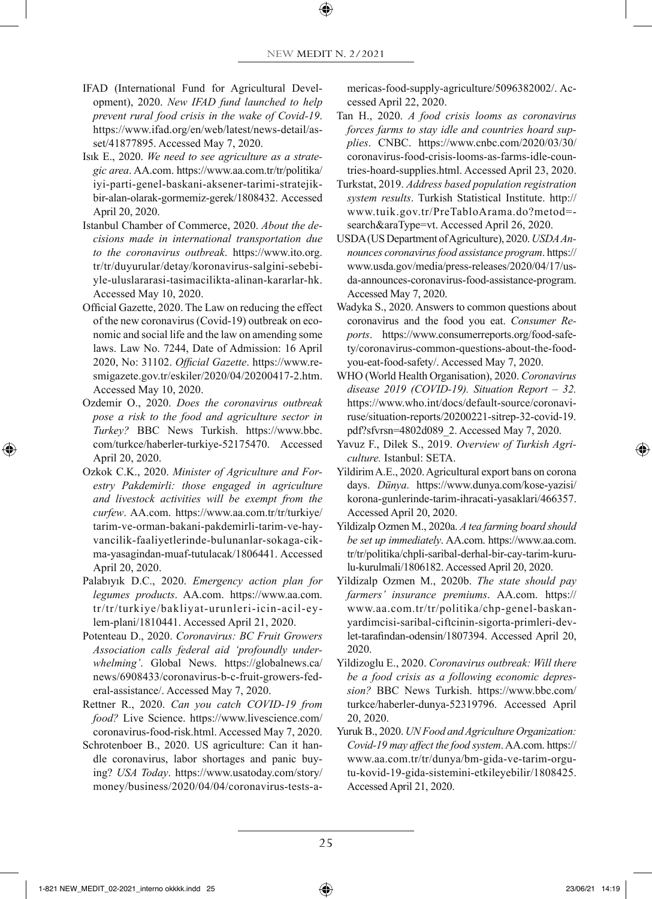IFAD (International Fund for Agricultural Development), 2020. *New IFAD fund launched to help prevent rural food crisis in the wake of Covid-19*. https://www.ifad.org/en/web/latest/news-detail/asset/41877895. Accessed May 7, 2020.

Isık E., 2020. *We need to see agriculture as a strategic area*. AA.com. https://www.aa.com.tr/tr/politika/iyi-parti-genel-baskani-aksener-tarimi-stratejik-bir-alan-olarak-gormemiz-gerek/1808432. Accessed April 20, 2020.

Istanbul Chamber of Commerce, 2020. *About the decisions made in international transportation due to the coronavirus outbreak*. https://www.ito.org.tr/tr/duyurular/detay/koronavirus-salgini-sebebiyle-uluslararasi-tasimacilikta-alinan-kararlar-hk. Accessed May 10, 2020.

Official Gazette, 2020. The Law on reducing the effect of the new coronavirus (Covid-19) outbreak on economic and social life and the law on amending some laws. Law No. 7244, Date of Admission: 16 April 2020, No: 31102. *Official Gazette*. https://www.resmigazete.gov.tr/eskiler/2020/04/20200417-2.htm. Accessed May 10, 2020.

Ozdemir O., 2020. *Does the coronavirus outbreak pose a risk to the food and agriculture sector in Turkey?* BBC News Turkish. https://www.bbc.com/turkce/haberler-turkiye-52175470. Accessed April 20, 2020.

Ozkok C.K., 2020. *Minister of Agriculture and Forestry Pakdemirli: those engaged in agriculture and livestock activities will be exempt from the curfew*. AA.com. https://www.aa.com.tr/tr/turkiye/tarim-ve-orman-bakani-pakdemirli-tarim-ve-hayvancilik-faaliyetlerinde-bulunanlar-sokaga-cikma-yasagindan-muaf-tutulacak/1806441. Accessed April 20, 2020.

Palabıyık D.C., 2020. *Emergency action plan for legumes products*. AA.com. https://www.aa.com.tr/tr/turkiye/bakliyat-urunleri-icin-acil-eylem-plani/1810441. Accessed April 21, 2020.

Potenteau D., 2020. *Coronavirus: BC Fruit Growers Association calls federal aid 'profoundly underwhelming'*. Global News. https://globalnews.ca/news/6908433/coronavirus-b-c-fruit-growers-federal-assistance/. Accessed May 7, 2020.

Rettner R., 2020. *Can you catch COVID-19 from food?* Live Science. https://www.livescience.com/coronavirus-food-risk.html. Accessed May 7, 2020.

Schrotenboer B., 2020. US agriculture: Can it handle coronavirus, labor shortages and panic buying? *USA Today*. https://www.usatoday.com/story/money/business/2020/04/04/coronavirus-tests-americas-food-supply-agriculture/5096382002/. Accessed April 22, 2020.

Tan H., 2020. *A food crisis looms as coronavirus forces farms to stay idle and countries hoard supplies*. CNBC. https://www.cnbc.com/2020/03/30/coronavirus-food-crisis-looms-as-farms-idle-countries-hoard-supplies.html. Accessed April 23, 2020.

Turkstat, 2019. *Address based population registration system results*. Turkish Statistical Institute. http://www.tuik.gov.tr/PreTabloArama.do?metod=search&araType=vt. Accessed April 26, 2020.

USDA (US Department of Agriculture), 2020. *USDA Announces coronavirus food assistance program*. https://www.usda.gov/media/press-releases/2020/04/17/usda-announces-coronavirus-food-assistance-program. Accessed May 7, 2020.

Wadyka S., 2020. Answers to common questions about coronavirus and the food you eat. *Consumer Reports*. https://www.consumerreports.org/food-safety/coronavirus-common-questions-about-the-food-you-eat-food-safety/. Accessed May 7, 2020.

WHO (World Health Organisation), 2020. *Coronavirus disease 2019 (COVID-19). Situation Report – 32*. https://www.who.int/docs/default-source/coronaviruse/situation-reports/20200221-sitrep-32-covid-19.pdf?sfvrsn=4802d089_2. Accessed May 7, 2020.

Yavuz F., Dilek S., 2019. *Overview of Turkish Agriculture*. Istanbul: SETA.

Yildirim A.E., 2020. Agricultural export bans on corona days. *Dünya*. https://www.dunya.com/kose-yazisi/korona-gunlerinde-tarim-ihracati-yasaklari/466357. Accessed April 20, 2020.

Yildizalp Ozmen M., 2020a. *A tea farming board should be set up immediately*. AA.com. https://www.aa.com.tr/tr/politika/chpli-saribal-derhal-bir-cay-tarim-kurulu-kurulmali/1806182. Accessed April 20, 2020.

Yildizalp Ozmen M., 2020b. *The state should pay farmers' insurance premiums*. AA.com. https://www.aa.com.tr/tr/politika/chp-genel-baskan-yardimcisi-saribal-ciftcinin-sigorta-primleri-devlet-tarafindan-odensin/1807394. Accessed April 20, 2020.

Yildizoglu E., 2020. *Coronavirus outbreak: Will there be a food crisis as a following economic depression?* BBC News Turkish. https://www.bbc.com/turkce/haberler-dunya-52319796. Accessed April 20, 2020.

Yuruk B., 2020. *UN Food and Agriculture Organization: Covid-19 may affect the food system*. AA.com. https://www.aa.com.tr/tr/dunya/bm-gida-ve-tarim-orgutu-kovid-19-gida-sistemini-etkileyebilir/1808425. Accessed April 21, 2020.